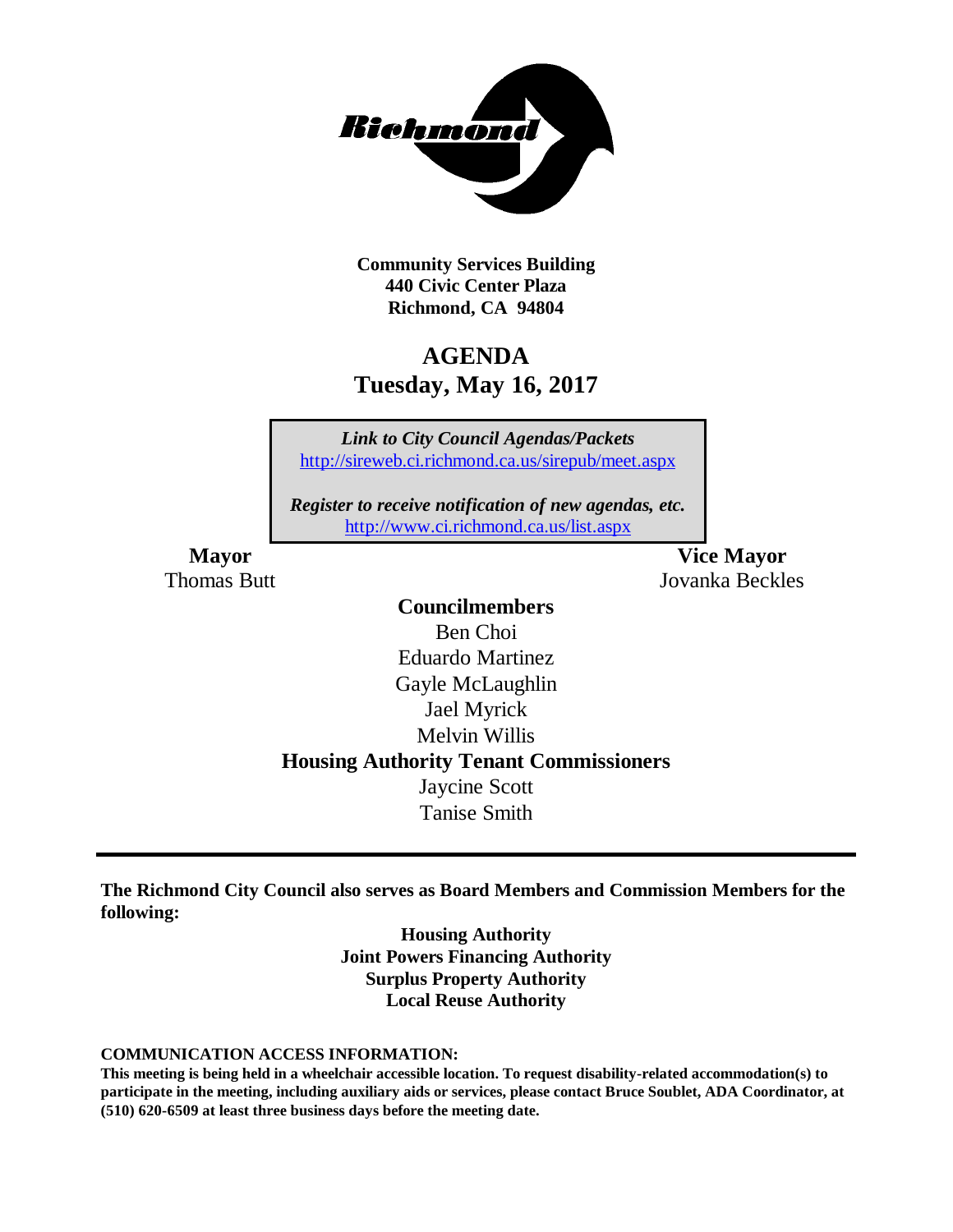**Community Services Building**
**440 Civic Center Plaza**
**Richmond, CA 94804**

# AGENDA
## Tuesday, May 16, 2017

*Link to City Council Agendas/Packets*
http://sireweb.ci.richmond.ca.us/sirepub/meet.aspx

*Register to receive notification of new agendas, etc.*
http://www.ci.richmond.ca.us/list.aspx

**Mayor**
Thomas Butt

**Vice Mayor**
Jovanka Beckles

**Councilmembers**
Ben Choi
Eduardo Martinez
Gayle McLaughlin
Jael Myrick
Melvin Willis

**Housing Authority Tenant Commissioners**
Jaycine Scott
Tanise Smith

---

**The Richmond City Council also serves as Board Members and Commission Members for the following:**

**Housing Authority**
**Joint Powers Financing Authority**
**Surplus Property Authority**
**Local Reuse Authority**

**COMMUNICATION ACCESS INFORMATION:**
**This meeting is being held in a wheelchair accessible location. To request disability-related accommodation(s) to participate in the meeting, including auxiliary aids or services, please contact Bruce Soublet, ADA Coordinator, at (510) 620-6509 at least three business days before the meeting date.**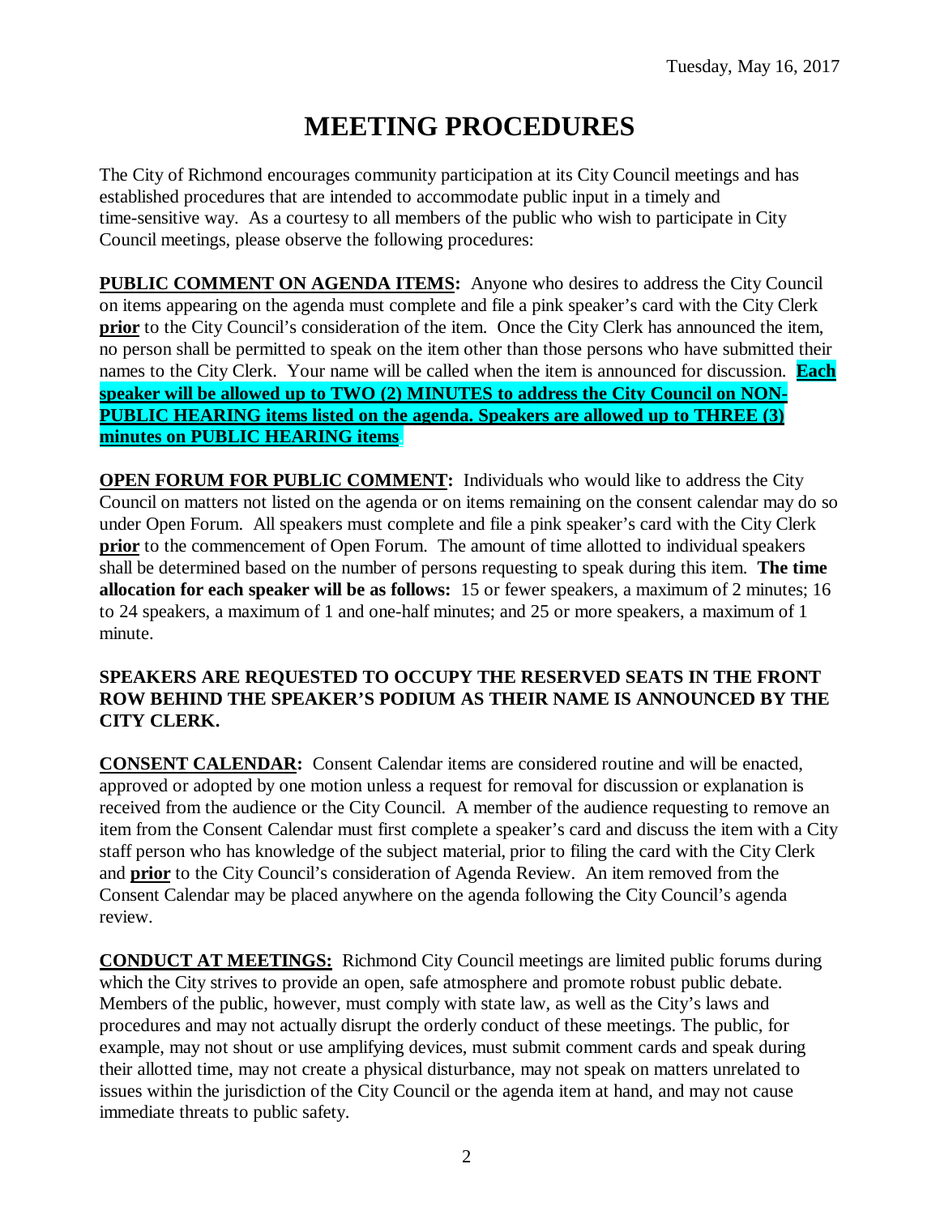Tuesday, May 16, 2017

# MEETING PROCEDURES

The City of Richmond encourages community participation at its City Council meetings and has established procedures that are intended to accommodate public input in a timely and time-sensitive way. As a courtesy to all members of the public who wish to participate in City Council meetings, please observe the following procedures:

**PUBLIC COMMENT ON AGENDA ITEMS:** Anyone who desires to address the City Council on items appearing on the agenda must complete and file a pink speaker's card with the City Clerk **prior** to the City Council's consideration of the item. Once the City Clerk has announced the item, no person shall be permitted to speak on the item other than those persons who have submitted their names to the City Clerk. Your name will be called when the item is announced for discussion. **Each speaker will be allowed up to TWO (2) MINUTES to address the City Council on NON-PUBLIC HEARING items listed on the agenda. Speakers are allowed up to THREE (3) minutes on PUBLIC HEARING items.**

**OPEN FORUM FOR PUBLIC COMMENT:** Individuals who would like to address the City Council on matters not listed on the agenda or on items remaining on the consent calendar may do so under Open Forum. All speakers must complete and file a pink speaker's card with the City Clerk **prior** to the commencement of Open Forum. The amount of time allotted to individual speakers shall be determined based on the number of persons requesting to speak during this item. **The time allocation for each speaker will be as follows:** 15 or fewer speakers, a maximum of 2 minutes; 16 to 24 speakers, a maximum of 1 and one-half minutes; and 25 or more speakers, a maximum of 1 minute.

**SPEAKERS ARE REQUESTED TO OCCUPY THE RESERVED SEATS IN THE FRONT ROW BEHIND THE SPEAKER'S PODIUM AS THEIR NAME IS ANNOUNCED BY THE CITY CLERK.**

**CONSENT CALENDAR:** Consent Calendar items are considered routine and will be enacted, approved or adopted by one motion unless a request for removal for discussion or explanation is received from the audience or the City Council. A member of the audience requesting to remove an item from the Consent Calendar must first complete a speaker's card and discuss the item with a City staff person who has knowledge of the subject material, prior to filing the card with the City Clerk and **prior** to the City Council's consideration of Agenda Review. An item removed from the Consent Calendar may be placed anywhere on the agenda following the City Council's agenda review.

**CONDUCT AT MEETINGS:** Richmond City Council meetings are limited public forums during which the City strives to provide an open, safe atmosphere and promote robust public debate. Members of the public, however, must comply with state law, as well as the City's laws and procedures and may not actually disrupt the orderly conduct of these meetings. The public, for example, may not shout or use amplifying devices, must submit comment cards and speak during their allotted time, may not create a physical disturbance, may not speak on matters unrelated to issues within the jurisdiction of the City Council or the agenda item at hand, and may not cause immediate threats to public safety.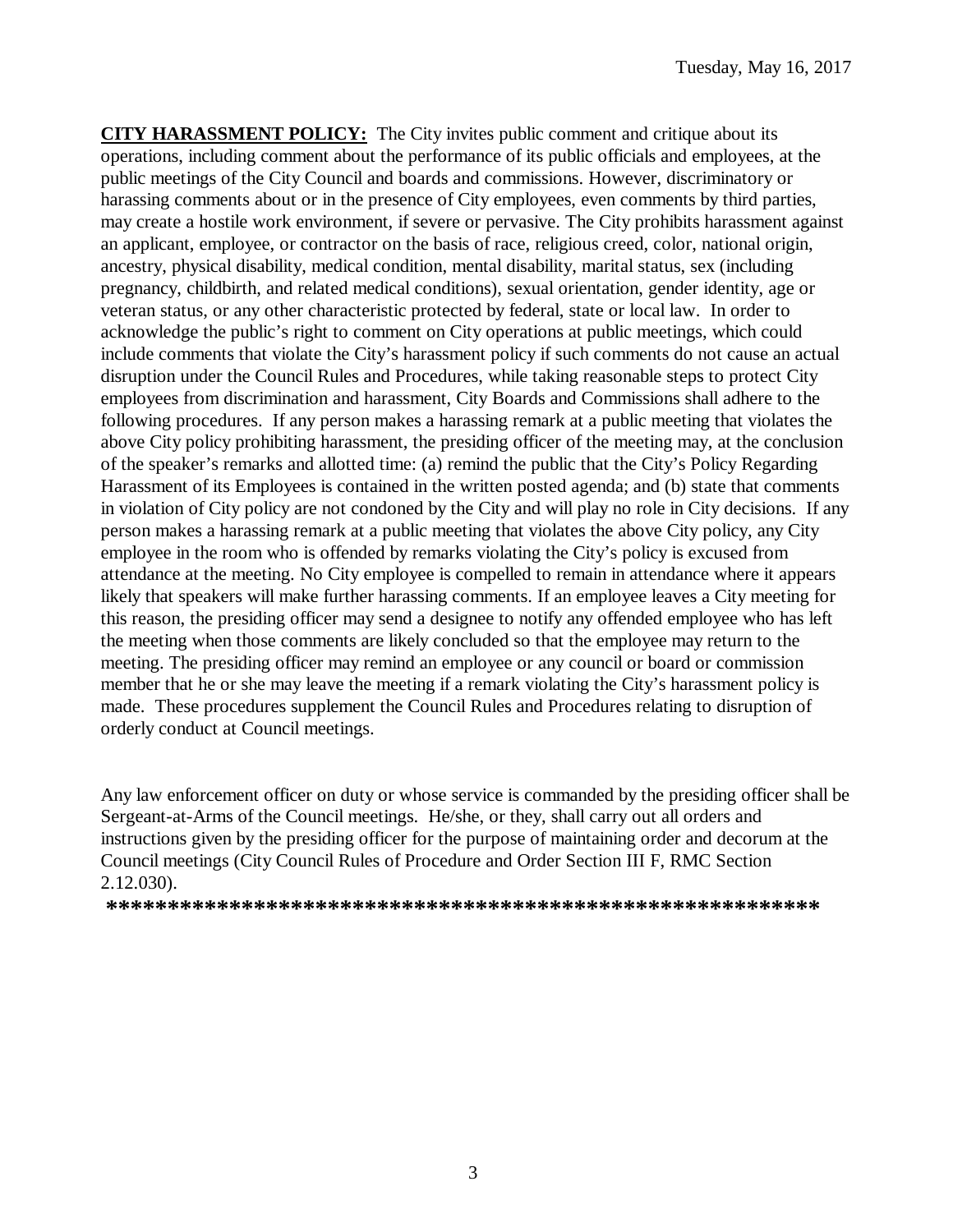**CITY HARASSMENT POLICY:** The City invites public comment and critique about its operations, including comment about the performance of its public officials and employees, at the public meetings of the City Council and boards and commissions. However, discriminatory or harassing comments about or in the presence of City employees, even comments by third parties, may create a hostile work environment, if severe or pervasive. The City prohibits harassment against an applicant, employee, or contractor on the basis of race, religious creed, color, national origin, ancestry, physical disability, medical condition, mental disability, marital status, sex (including pregnancy, childbirth, and related medical conditions), sexual orientation, gender identity, age or veteran status, or any other characteristic protected by federal, state or local law. In order to acknowledge the public's right to comment on City operations at public meetings, which could include comments that violate the City's harassment policy if such comments do not cause an actual disruption under the Council Rules and Procedures, while taking reasonable steps to protect City employees from discrimination and harassment, City Boards and Commissions shall adhere to the following procedures. If any person makes a harassing remark at a public meeting that violates the above City policy prohibiting harassment, the presiding officer of the meeting may, at the conclusion of the speaker's remarks and allotted time: (a) remind the public that the City's Policy Regarding Harassment of its Employees is contained in the written posted agenda; and (b) state that comments in violation of City policy are not condoned by the City and will play no role in City decisions. If any person makes a harassing remark at a public meeting that violates the above City policy, any City employee in the room who is offended by remarks violating the City's policy is excused from attendance at the meeting. No City employee is compelled to remain in attendance where it appears likely that speakers will make further harassing comments. If an employee leaves a City meeting for this reason, the presiding officer may send a designee to notify any offended employee who has left the meeting when those comments are likely concluded so that the employee may return to the meeting. The presiding officer may remind an employee or any council or board or commission member that he or she may leave the meeting if a remark violating the City's harassment policy is made. These procedures supplement the Council Rules and Procedures relating to disruption of orderly conduct at Council meetings.

Any law enforcement officer on duty or whose service is commanded by the presiding officer shall be Sergeant-at-Arms of the Council meetings. He/she, or they, shall carry out all orders and instructions given by the presiding officer for the purpose of maintaining order and decorum at the Council meetings (City Council Rules of Procedure and Order Section III F, RMC Section 2.12.030).

**\*\*\*\*\*\*\*\*\*\*\*\*\*\*\*\*\*\*\*\*\*\*\*\*\*\*\*\*\*\*\*\*\*\*\*\*\*\*\*\*\*\*\*\*\*\*\*\*\*\*\*\*\*\*\*\*\*\*\*\***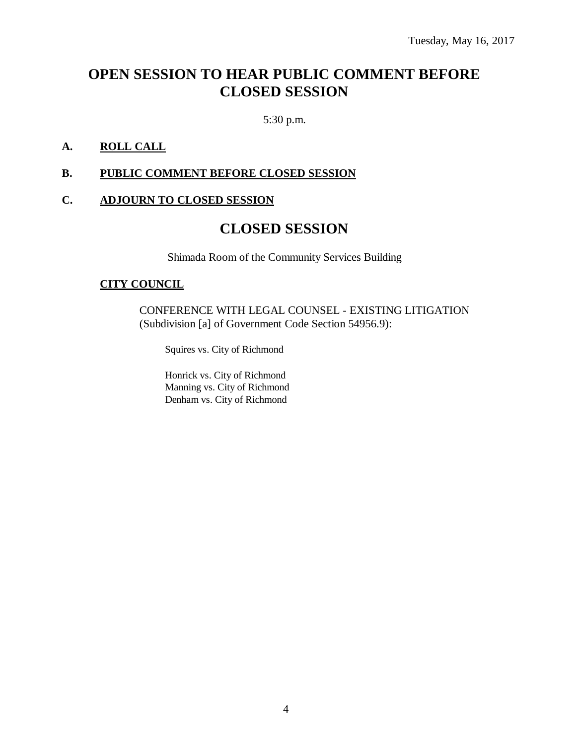Tuesday, May 16, 2017

# OPEN SESSION TO HEAR PUBLIC COMMENT BEFORE CLOSED SESSION

5:30 p.m.

**A. ROLL CALL**

**B. PUBLIC COMMENT BEFORE CLOSED SESSION**

**C. ADJOURN TO CLOSED SESSION**

# CLOSED SESSION

Shimada Room of the Community Services Building

**CITY COUNCIL**

CONFERENCE WITH LEGAL COUNSEL - EXISTING LITIGATION (Subdivision [a] of Government Code Section 54956.9):

Squires vs. City of Richmond

Honrick vs. City of Richmond
Manning vs. City of Richmond
Denham vs. City of Richmond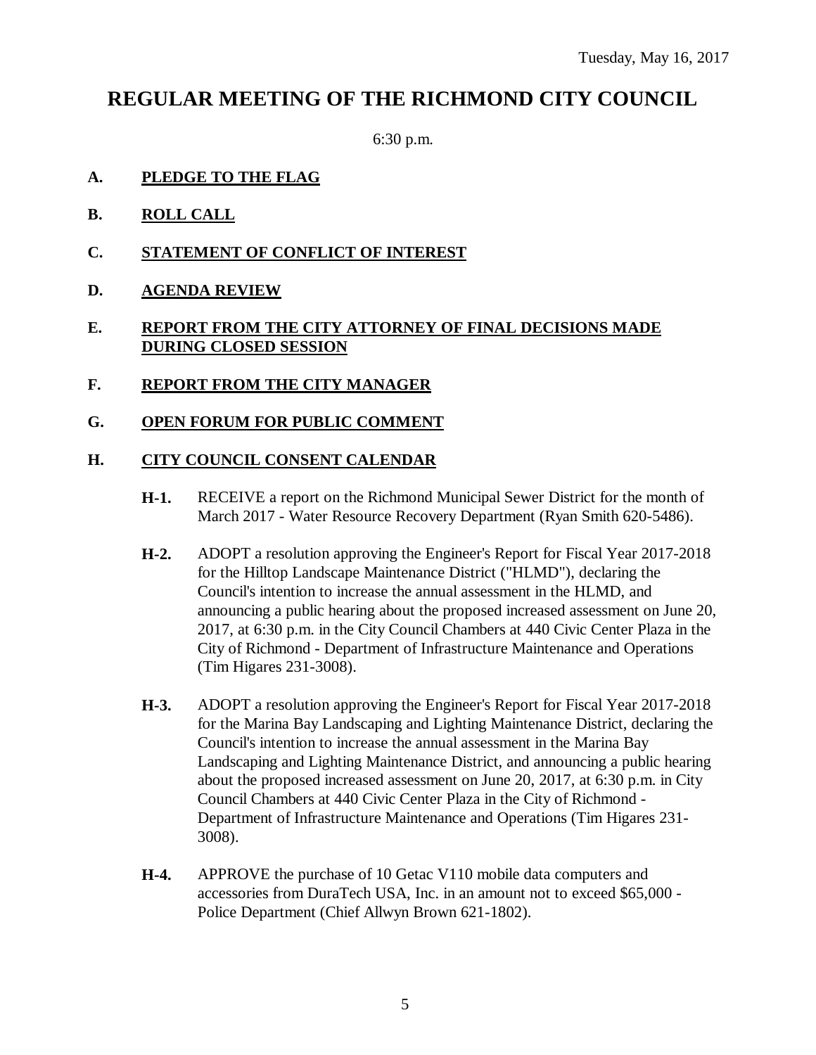Tuesday, May 16, 2017

# REGULAR MEETING OF THE RICHMOND CITY COUNCIL

6:30 p.m.

**A. PLEDGE TO THE FLAG**

**B. ROLL CALL**

**C. STATEMENT OF CONFLICT OF INTEREST**

**D. AGENDA REVIEW**

**E. REPORT FROM THE CITY ATTORNEY OF FINAL DECISIONS MADE DURING CLOSED SESSION**

**F. REPORT FROM THE CITY MANAGER**

**G. OPEN FORUM FOR PUBLIC COMMENT**

**H. CITY COUNCIL CONSENT CALENDAR**

**H-1.** RECEIVE a report on the Richmond Municipal Sewer District for the month of March 2017 - Water Resource Recovery Department (Ryan Smith 620-5486).

**H-2.** ADOPT a resolution approving the Engineer's Report for Fiscal Year 2017-2018 for the Hilltop Landscape Maintenance District ("HLMD"), declaring the Council's intention to increase the annual assessment in the HLMD, and announcing a public hearing about the proposed increased assessment on June 20, 2017, at 6:30 p.m. in the City Council Chambers at 440 Civic Center Plaza in the City of Richmond - Department of Infrastructure Maintenance and Operations (Tim Higares 231-3008).

**H-3.** ADOPT a resolution approving the Engineer's Report for Fiscal Year 2017-2018 for the Marina Bay Landscaping and Lighting Maintenance District, declaring the Council's intention to increase the annual assessment in the Marina Bay Landscaping and Lighting Maintenance District, and announcing a public hearing about the proposed increased assessment on June 20, 2017, at 6:30 p.m. in City Council Chambers at 440 Civic Center Plaza in the City of Richmond - Department of Infrastructure Maintenance and Operations (Tim Higares 231-3008).

**H-4.** APPROVE the purchase of 10 Getac V110 mobile data computers and accessories from DuraTech USA, Inc. in an amount not to exceed $65,000 - Police Department (Chief Allwyn Brown 621-1802).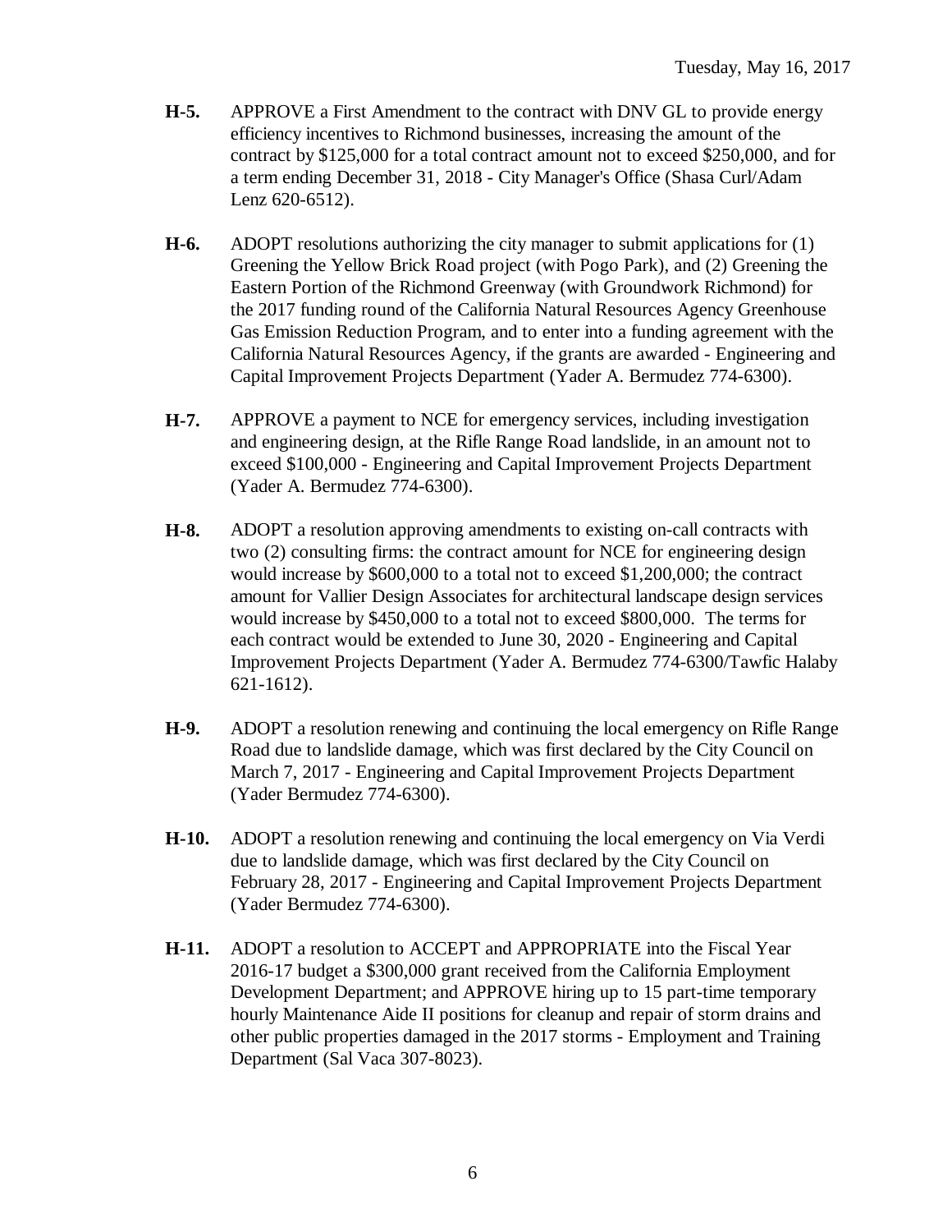**H-5.** APPROVE a First Amendment to the contract with DNV GL to provide energy efficiency incentives to Richmond businesses, increasing the amount of the contract by $125,000 for a total contract amount not to exceed $250,000, and for a term ending December 31, 2018 - City Manager's Office (Shasa Curl/Adam Lenz 620-6512).

**H-6.** ADOPT resolutions authorizing the city manager to submit applications for (1) Greening the Yellow Brick Road project (with Pogo Park), and (2) Greening the Eastern Portion of the Richmond Greenway (with Groundwork Richmond) for the 2017 funding round of the California Natural Resources Agency Greenhouse Gas Emission Reduction Program, and to enter into a funding agreement with the California Natural Resources Agency, if the grants are awarded - Engineering and Capital Improvement Projects Department (Yader A. Bermudez 774-6300).

**H-7.** APPROVE a payment to NCE for emergency services, including investigation and engineering design, at the Rifle Range Road landslide, in an amount not to exceed $100,000 - Engineering and Capital Improvement Projects Department (Yader A. Bermudez 774-6300).

**H-8.** ADOPT a resolution approving amendments to existing on-call contracts with two (2) consulting firms: the contract amount for NCE for engineering design would increase by $600,000 to a total not to exceed $1,200,000; the contract amount for Vallier Design Associates for architectural landscape design services would increase by $450,000 to a total not to exceed $800,000. The terms for each contract would be extended to June 30, 2020 - Engineering and Capital Improvement Projects Department (Yader A. Bermudez 774-6300/Tawfic Halaby 621-1612).

**H-9.** ADOPT a resolution renewing and continuing the local emergency on Rifle Range Road due to landslide damage, which was first declared by the City Council on March 7, 2017 - Engineering and Capital Improvement Projects Department (Yader Bermudez 774-6300).

**H-10.** ADOPT a resolution renewing and continuing the local emergency on Via Verdi due to landslide damage, which was first declared by the City Council on February 28, 2017 - Engineering and Capital Improvement Projects Department (Yader Bermudez 774-6300).

**H-11.** ADOPT a resolution to ACCEPT and APPROPRIATE into the Fiscal Year 2016-17 budget a $300,000 grant received from the California Employment Development Department; and APPROVE hiring up to 15 part-time temporary hourly Maintenance Aide II positions for cleanup and repair of storm drains and other public properties damaged in the 2017 storms - Employment and Training Department (Sal Vaca 307-8023).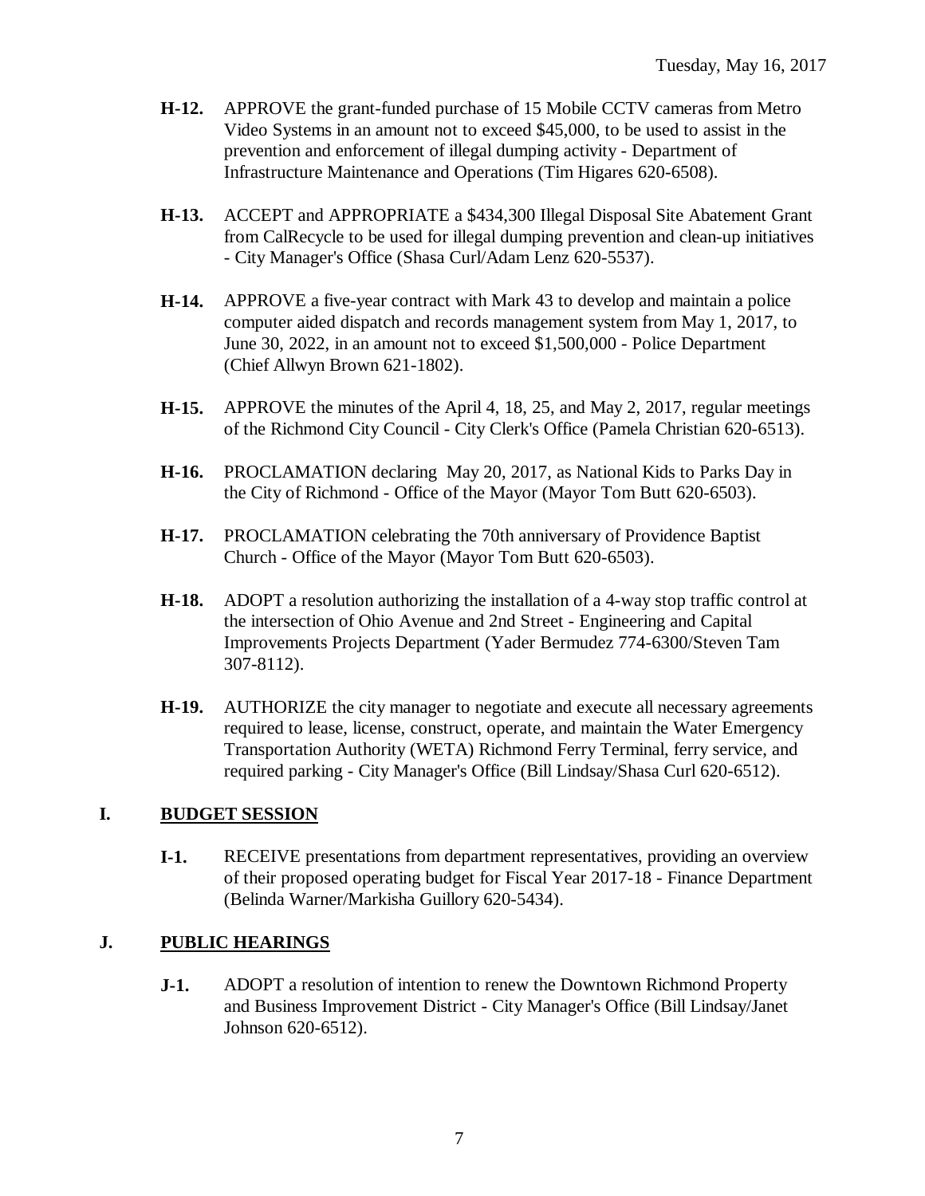**H-12.** APPROVE the grant-funded purchase of 15 Mobile CCTV cameras from Metro Video Systems in an amount not to exceed $45,000, to be used to assist in the prevention and enforcement of illegal dumping activity - Department of Infrastructure Maintenance and Operations (Tim Higares 620-6508).

**H-13.** ACCEPT and APPROPRIATE a $434,300 Illegal Disposal Site Abatement Grant from CalRecycle to be used for illegal dumping prevention and clean-up initiatives - City Manager's Office (Shasa Curl/Adam Lenz 620-5537).

**H-14.** APPROVE a five-year contract with Mark 43 to develop and maintain a police computer aided dispatch and records management system from May 1, 2017, to June 30, 2022, in an amount not to exceed $1,500,000 - Police Department (Chief Allwyn Brown 621-1802).

**H-15.** APPROVE the minutes of the April 4, 18, 25, and May 2, 2017, regular meetings of the Richmond City Council - City Clerk's Office (Pamela Christian 620-6513).

**H-16.** PROCLAMATION declaring May 20, 2017, as National Kids to Parks Day in the City of Richmond - Office of the Mayor (Mayor Tom Butt 620-6503).

**H-17.** PROCLAMATION celebrating the 70th anniversary of Providence Baptist Church - Office of the Mayor (Mayor Tom Butt 620-6503).

**H-18.** ADOPT a resolution authorizing the installation of a 4-way stop traffic control at the intersection of Ohio Avenue and 2nd Street - Engineering and Capital Improvements Projects Department (Yader Bermudez 774-6300/Steven Tam 307-8112).

**H-19.** AUTHORIZE the city manager to negotiate and execute all necessary agreements required to lease, license, construct, operate, and maintain the Water Emergency Transportation Authority (WETA) Richmond Ferry Terminal, ferry service, and required parking - City Manager's Office (Bill Lindsay/Shasa Curl 620-6512).

## I. BUDGET SESSION

**I-1.** RECEIVE presentations from department representatives, providing an overview of their proposed operating budget for Fiscal Year 2017-18 - Finance Department (Belinda Warner/Markisha Guillory 620-5434).

## J. PUBLIC HEARINGS

**J-1.** ADOPT a resolution of intention to renew the Downtown Richmond Property and Business Improvement District - City Manager's Office (Bill Lindsay/Janet Johnson 620-6512).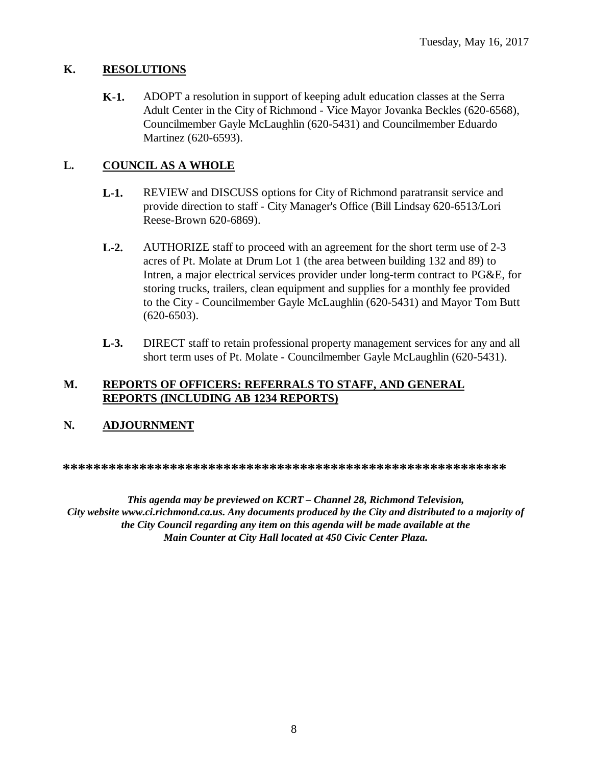## K. RESOLUTIONS

**K-1.** ADOPT a resolution in support of keeping adult education classes at the Serra Adult Center in the City of Richmond - Vice Mayor Jovanka Beckles (620-6568), Councilmember Gayle McLaughlin (620-5431) and Councilmember Eduardo Martinez (620-6593).

## L. COUNCIL AS A WHOLE

**L-1.** REVIEW and DISCUSS options for City of Richmond paratransit service and provide direction to staff - City Manager's Office (Bill Lindsay 620-6513/Lori Reese-Brown 620-6869).

**L-2.** AUTHORIZE staff to proceed with an agreement for the short term use of 2-3 acres of Pt. Molate at Drum Lot 1 (the area between building 132 and 89) to Intren, a major electrical services provider under long-term contract to PG&E, for storing trucks, trailers, clean equipment and supplies for a monthly fee provided to the City - Councilmember Gayle McLaughlin (620-5431) and Mayor Tom Butt (620-6503).

**L-3.** DIRECT staff to retain professional property management services for any and all short term uses of Pt. Molate - Councilmember Gayle McLaughlin (620-5431).

## M. REPORTS OF OFFICERS: REFERRALS TO STAFF, AND GENERAL REPORTS (INCLUDING AB 1234 REPORTS)

## N. ADJOURNMENT

**********************************************************

***This agenda may be previewed on KCRT – Channel 28, Richmond Television, City website www.ci.richmond.ca.us. Any documents produced by the City and distributed to a majority of the City Council regarding any item on this agenda will be made available at the Main Counter at City Hall located at 450 Civic Center Plaza.***